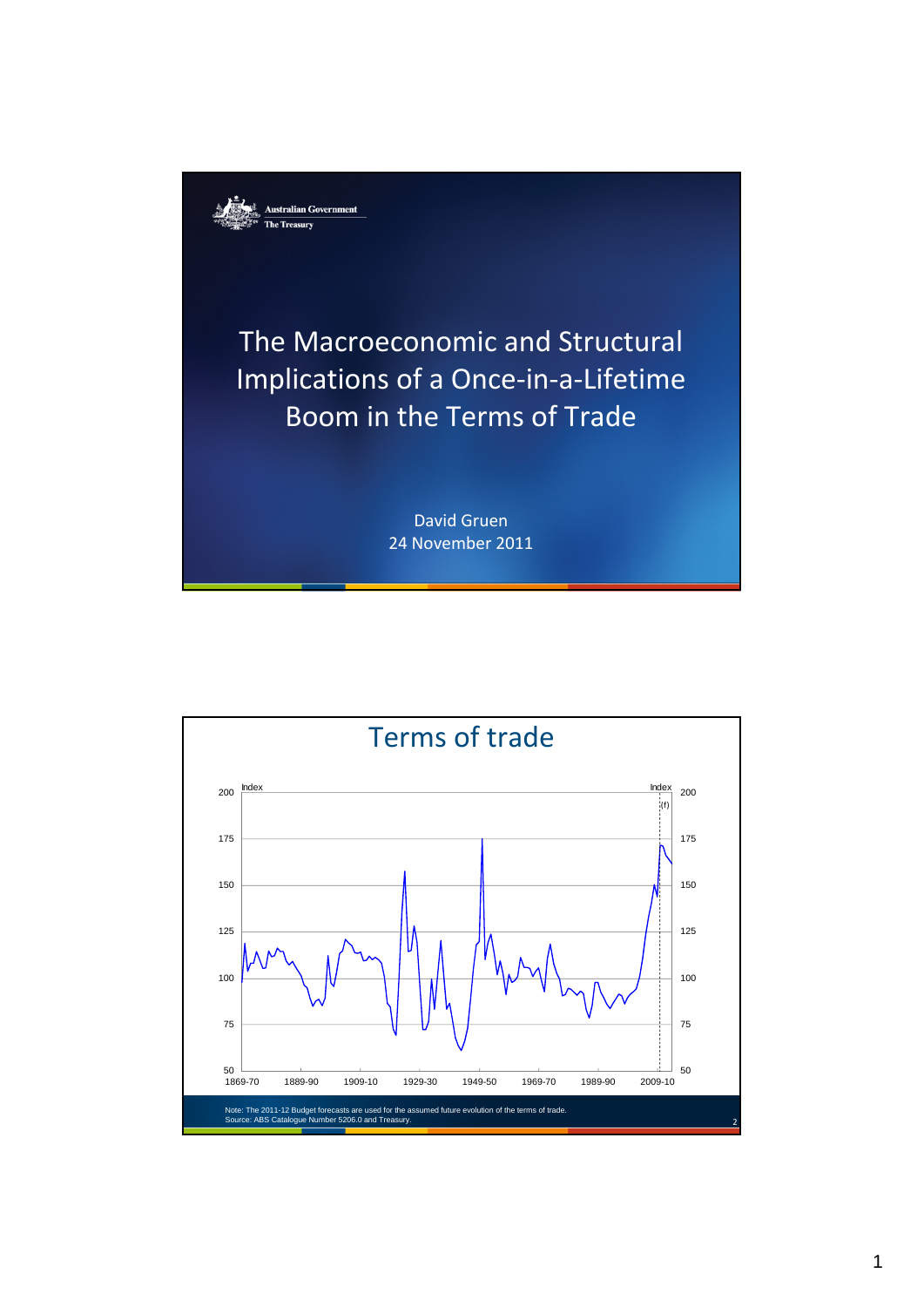Australian Government
The Treasury

# The Macroeconomic and Structural Implications of a Once-in-a-Lifetime Boom in the Terms of Trade

David Gruen
24 November 2011

## Terms of trade

Note: The 2011-12 Budget forecasts are used for the assumed future evolution of the terms of trade.
Source: ABS Catalogue Number 5206.0 and Treasury.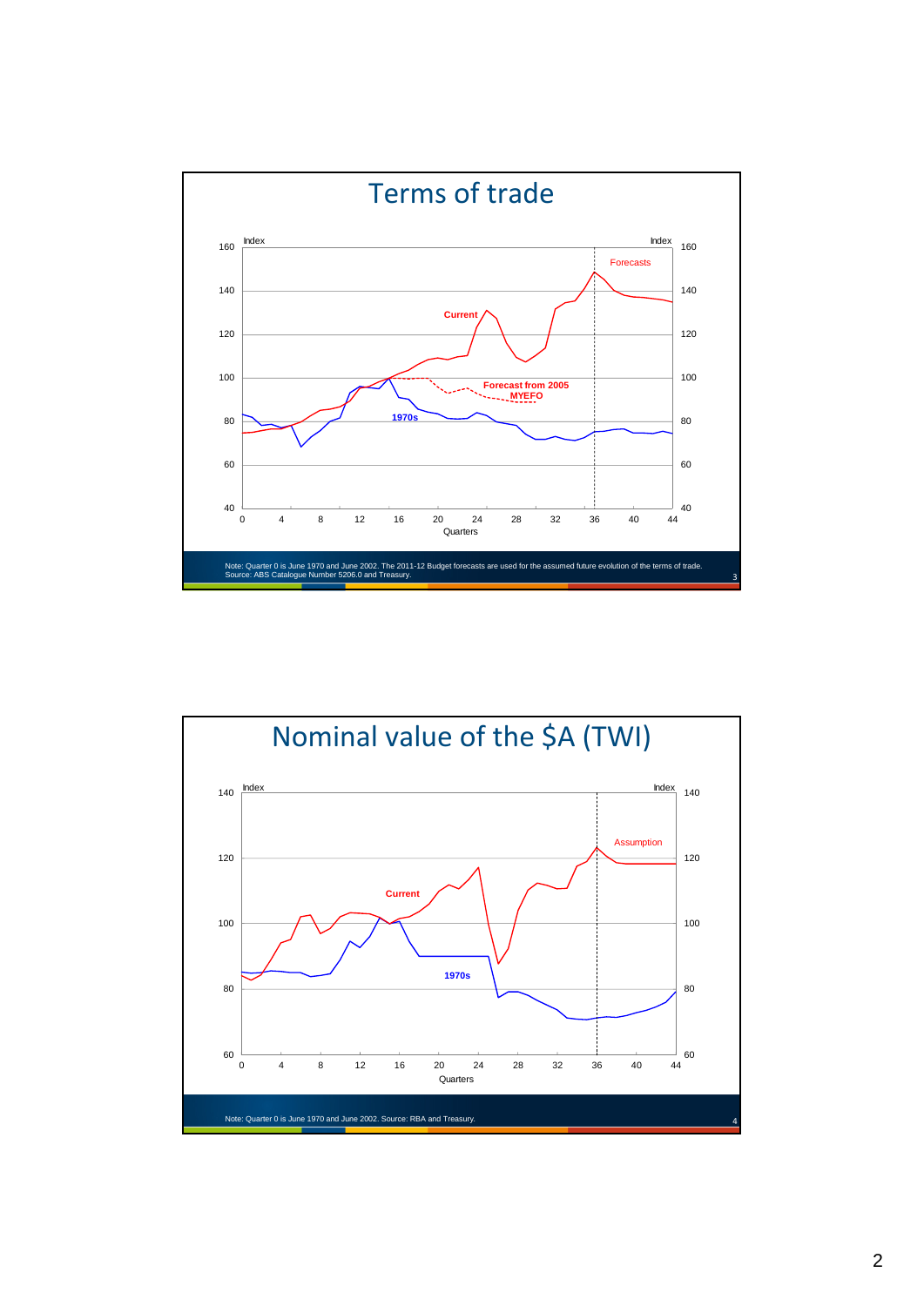## Terms of trade

Note: Quarter 0 is June 1970 and June 2002. The 2011-12 Budget forecasts are used for the assumed future evolution of the terms of trade.
Source: ABS Catalogue Number 5206.0 and Treasury.

## Nominal value of the $A (TWI)

Note: Quarter 0 is June 1970 and June 2002. Source: RBA and Treasury.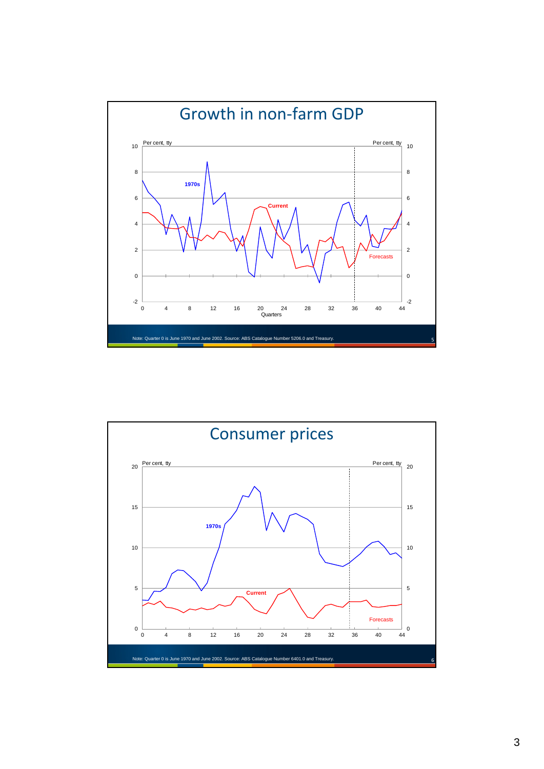## Growth in non-farm GDP

Per cent, tty

1970s

Current

Forecasts

Quarters

Note: Quarter 0 is June 1970 and June 2002. Source: ABS Catalogue Number 5206.0 and Treasury.

## Consumer prices

Per cent, tty

1970s

Current

Forecasts

Note: Quarter 0 is June 1970 and June 2002. Source: ABS Catalogue Number 6401.0 and Treasury.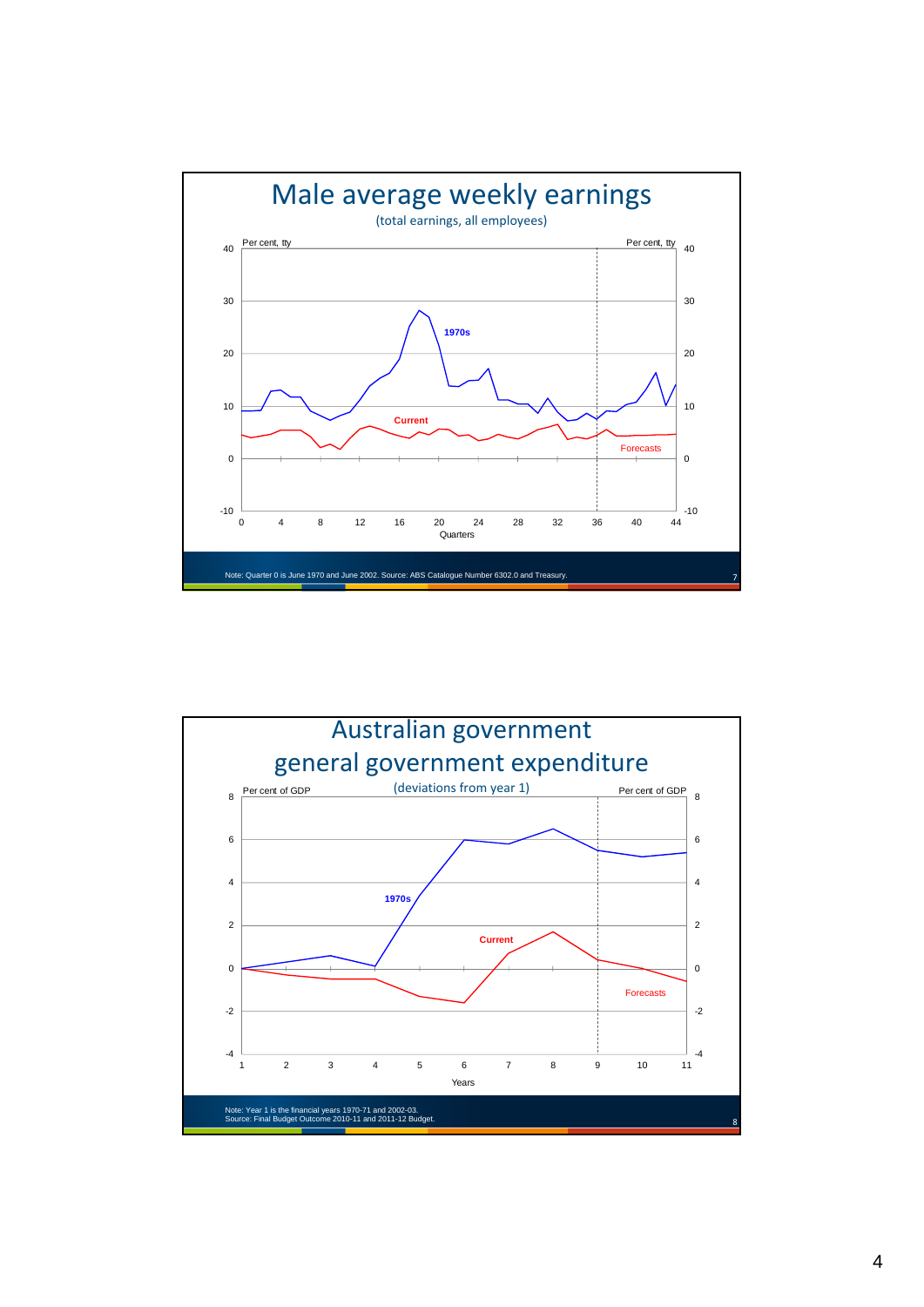# Male average weekly earnings

(total earnings, all employees)

Per cent, tty

1970s

Current

Forecasts

Quarters

Note: Quarter 0 is June 1970 and June 2002. Source: ABS Catalogue Number 6302.0 and Treasury.

# Australian government general government expenditure

(deviations from year 1)

Per cent of GDP

1970s

Current

Forecasts

Years

Note: Year 1 is the financial years 1970-71 and 2002-03.
Source: Final Budget Outcome 2010-11 and 2011-12 Budget.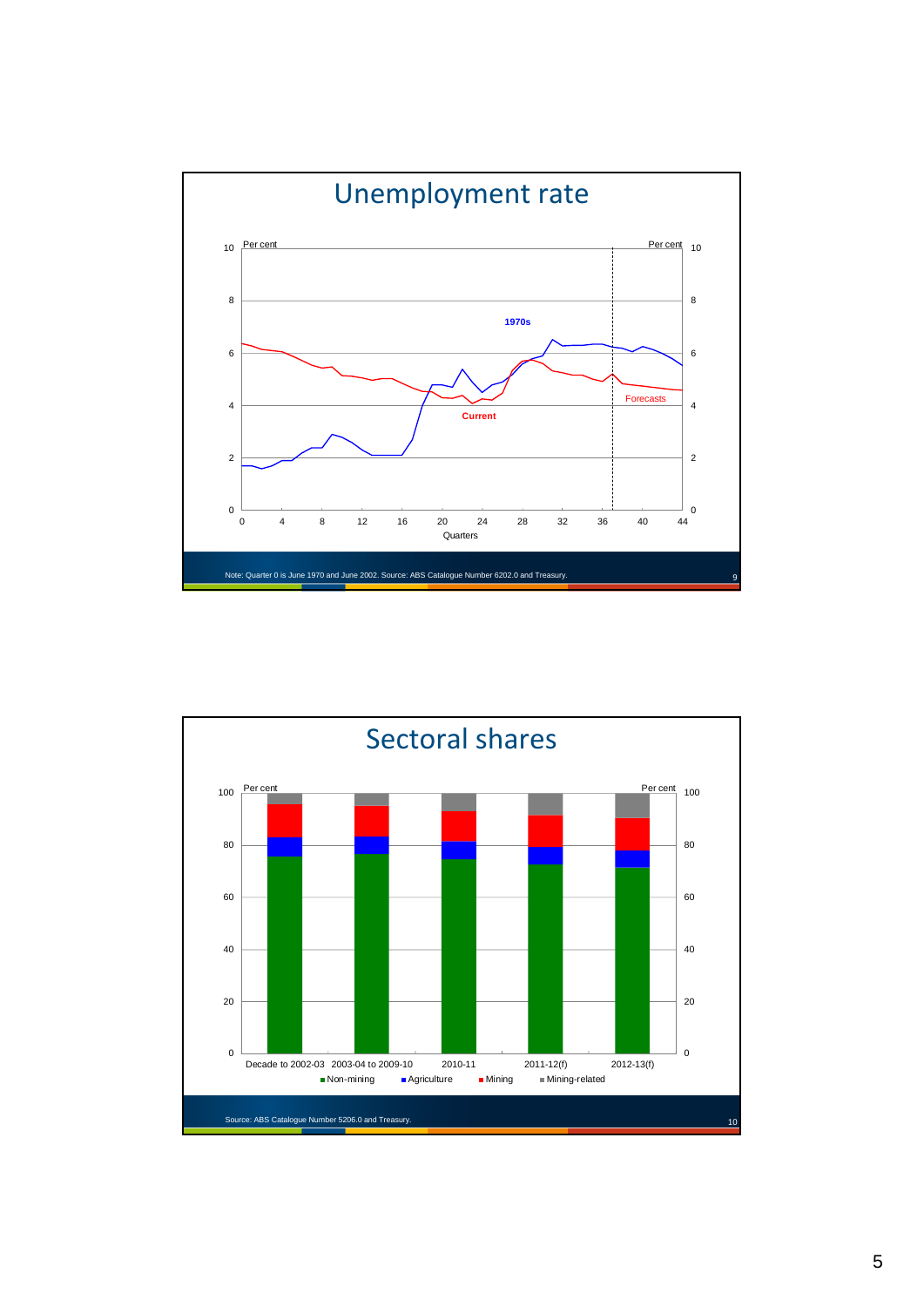# Unemployment rate

Per cent | Per cent

1970s

Current

Forecasts

Quarters

Note: Quarter 0 is June 1970 and June 2002. Source: ABS Catalogue Number 6202.0 and Treasury.

# Sectoral shares

Per cent | Per cent

Decade to 2002-03 | 2003-04 to 2009-10 | 2010-11 | 2011-12(f) | 2012-13(f)

■ Non-mining ■ Agriculture ■ Mining ■ Mining-related

Source: ABS Catalogue Number 5206.0 and Treasury.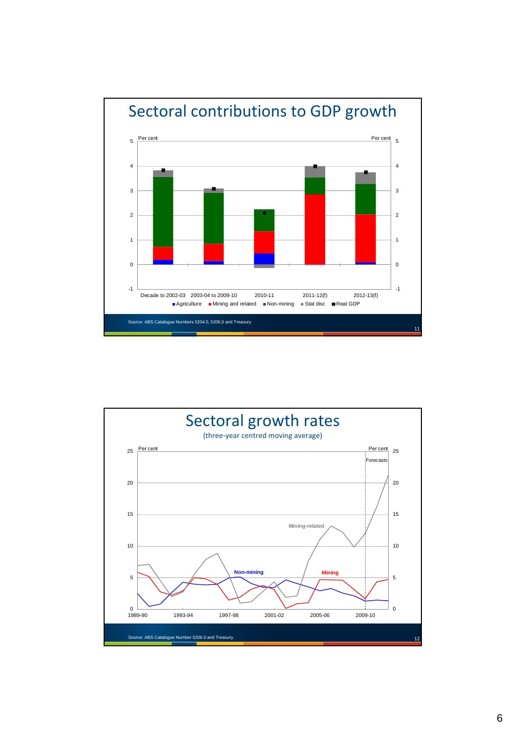## Sectoral contributions to GDP growth

Per cent | Per cent

Categories: Decade to 2002-03, 2003-04 to 2009-10, 2010-11, 2011-12(f), 2012-13(f)

Legend: Agriculture, Mining and related, Non-mining, Stat disc, Real GDP

Source: ABS Catalogue Numbers 5204.0, 5206.0 and Treasury.

## Sectoral growth rates

(three-year centred moving average)

Per cent | Per cent

Forecasts

Mining-related

Non-mining

Mining

1989-90, 1993-94, 1997-98, 2001-02, 2005-06, 2009-10

Source: ABS Catalogue Number 5206.0 and Treasury.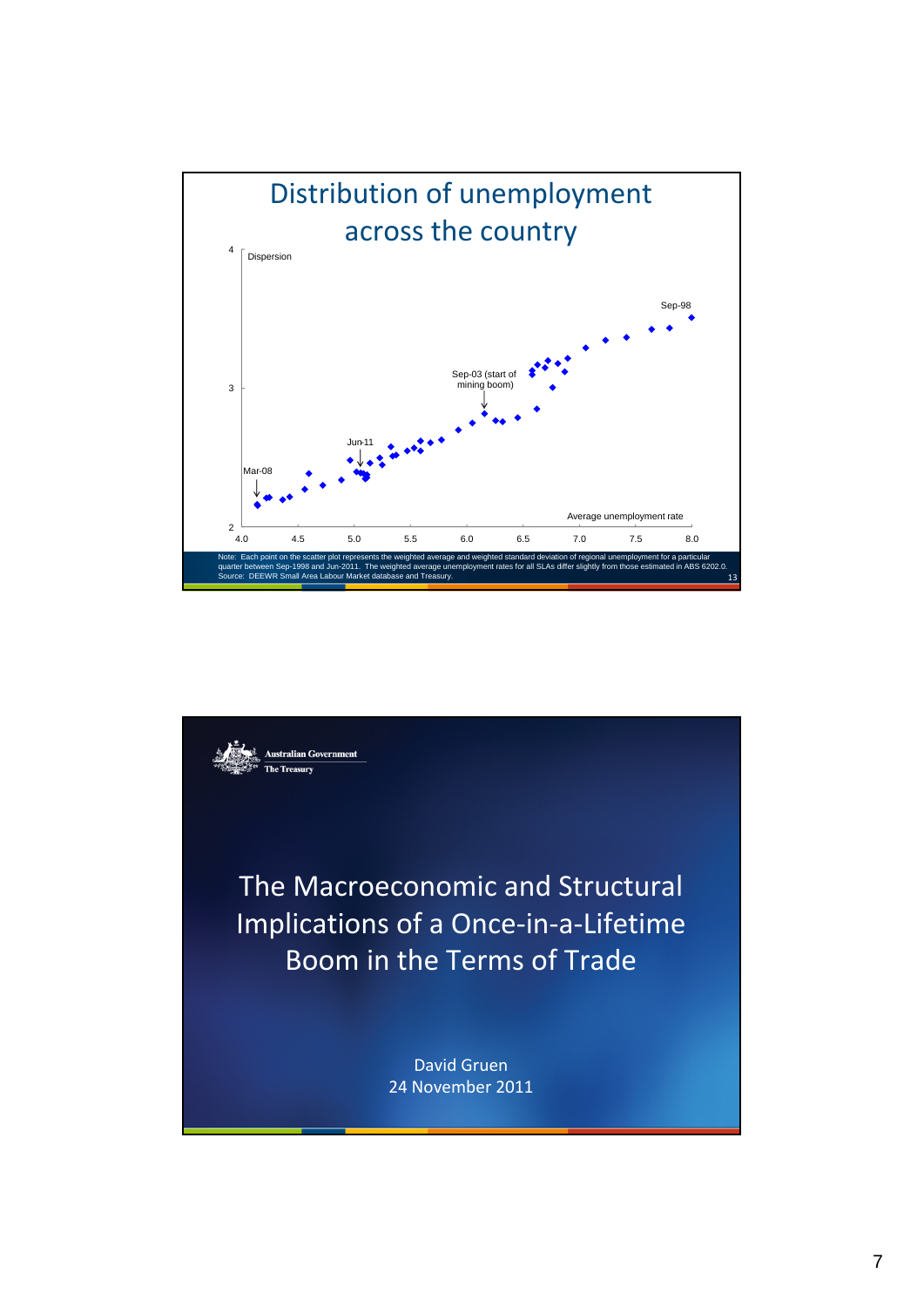## Distribution of unemployment across the country

Dispersion

4

3

2

Sep-98

Sep-03 (start of mining boom)

Jun-11

Mar-08

Average unemployment rate

4.0 4.5 5.0 5.5 6.0 6.5 7.0 7.5 8.0

Note: Each point on the scatter plot represents the weighted average and weighted standard deviation of regional unemployment for a particular quarter between Sep-1998 and Jun-2011. The weighted average unemployment rates for all SLAs differ slightly from those estimated in ABS 6202.0.
Source: DEEWR Small Area Labour Market database and Treasury.

Australian Government
The Treasury

# The Macroeconomic and Structural Implications of a Once-in-a-Lifetime Boom in the Terms of Trade

David Gruen
24 November 2011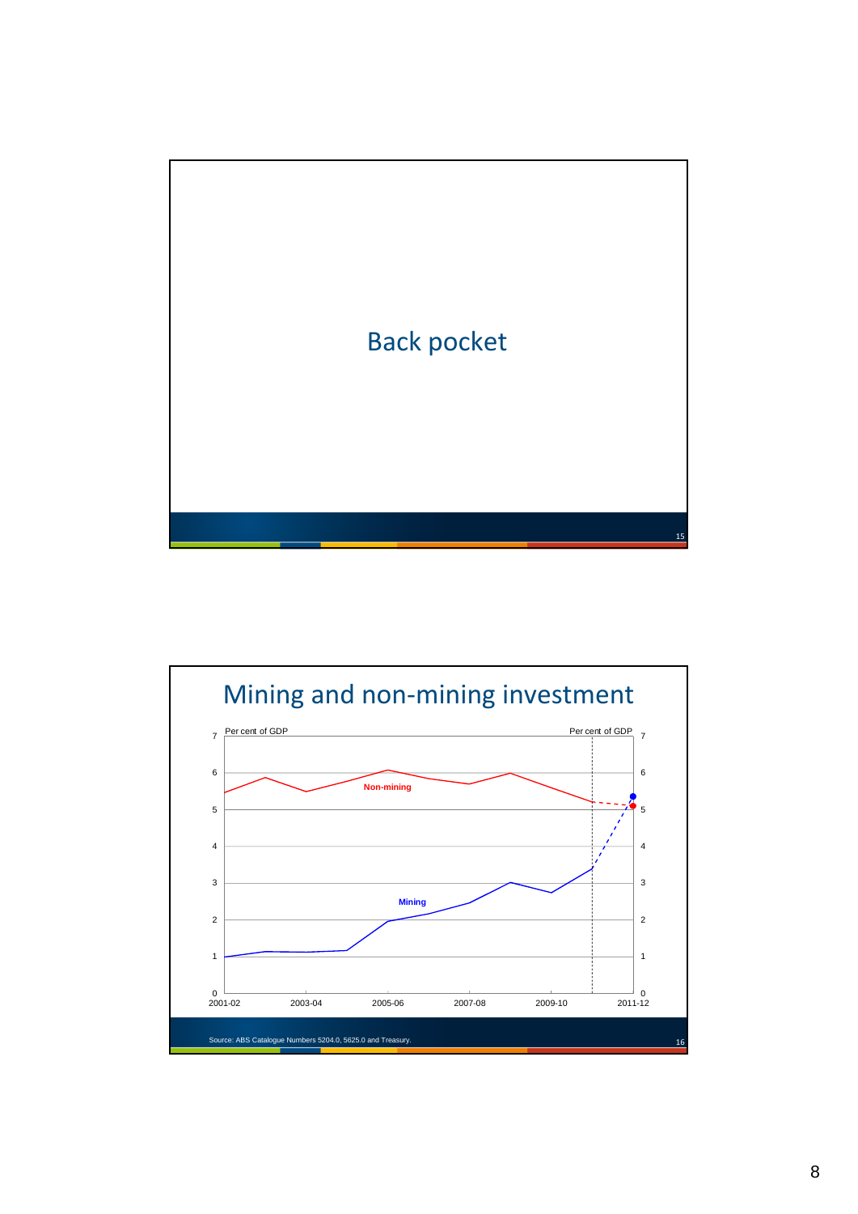## Back pocket

## Mining and non-mining investment

Per cent of GDP

Non-mining

Mining

2001-02 2003-04 2005-06 2007-08 2009-10 2011-12

Source: ABS Catalogue Numbers 5204.0, 5625.0 and Treasury.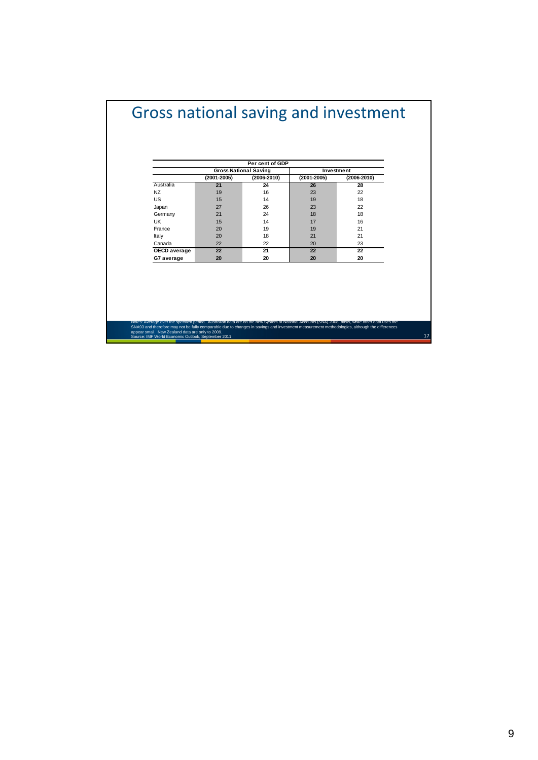# Gross national saving and investment

| | Per cent of GDP | | | |
|---|---|---|---|---|
| | Gross National Saving | | Investment | |
| | (2001-2005) | (2006-2010) | (2001-2005) | (2006-2010) |
| Australia | **21** | **24** | **26** | **28** |
| NZ | 19 | 16 | 23 | 22 |
| US | 15 | 14 | 19 | 18 |
| Japan | 27 | 26 | 23 | 22 |
| Germany | 21 | 24 | 18 | 18 |
| UK | 15 | 14 | 17 | 16 |
| France | 20 | 19 | 19 | 21 |
| Italy | 20 | 18 | 21 | 21 |
| Canada | 22 | 22 | 20 | 23 |
| **OECD average** | **22** | **21** | **22** | **22** |
| **G7 average** | **20** | **20** | **20** | **20** |

Notes: Average over the specified period. Australian data are on the new System of National Accounts (SNA) 2008 basis, while other data uses the SNA93 and therefore may not be fully comparable due to changes in savings and investment measurement methodologies, although the differences appear small. New Zealand data are only to 2009.
Source: IMF World Economic Outlook, September 2011.